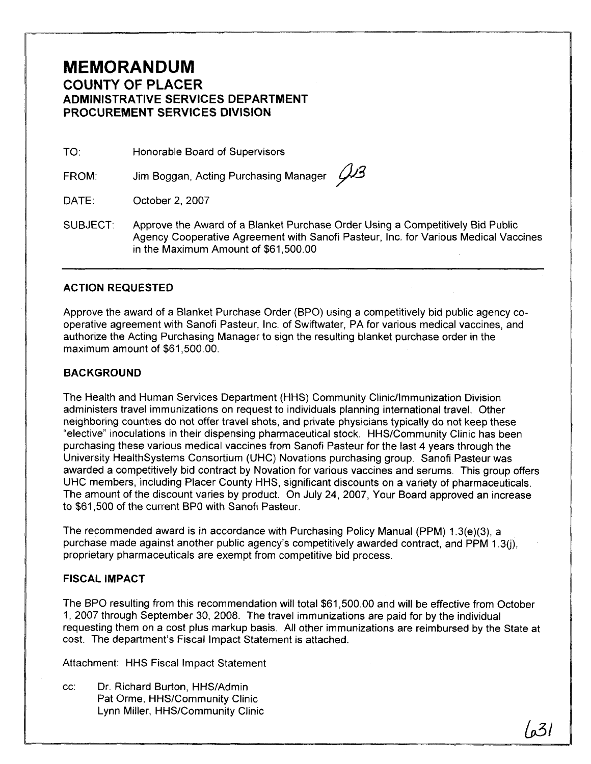# MEMORANDUM

## COUNTY OF PLACER
## ADMINISTRATIVE SERVICES DEPARTMENT
## PROCUREMENT SERVICES DIVISION

TO: Honorable Board of Supervisors

FROM: Jim Boggan, Acting Purchasing Manager JB

DATE: October 2, 2007

SUBJECT: Approve the Award of a Blanket Purchase Order Using a Competitively Bid Public Agency Cooperative Agreement with Sanofi Pasteur, Inc. for Various Medical Vaccines in the Maximum Amount of $61,500.00

---

### ACTION REQUESTED

Approve the award of a Blanket Purchase Order (BPO) using a competitively bid public agency co-operative agreement with Sanofi Pasteur, Inc. of Swiftwater, PA for various medical vaccines, and authorize the Acting Purchasing Manager to sign the resulting blanket purchase order in the maximum amount of $61,500.00.

### BACKGROUND

The Health and Human Services Department (HHS) Community Clinic/Immunization Division administers travel immunizations on request to individuals planning international travel. Other neighboring counties do not offer travel shots, and private physicians typically do not keep these "elective" inoculations in their dispensing pharmaceutical stock. HHS/Community Clinic has been purchasing these various medical vaccines from Sanofi Pasteur for the last 4 years through the University HealthSystems Consortium (UHC) Novations purchasing group. Sanofi Pasteur was awarded a competitively bid contract by Novation for various vaccines and serums. This group offers UHC members, including Placer County HHS, significant discounts on a variety of pharmaceuticals. The amount of the discount varies by product. On July 24, 2007, Your Board approved an increase to $61,500 of the current BP0 with Sanofi Pasteur.

The recommended award is in accordance with Purchasing Policy Manual (PPM) 1.3(e)(3), a purchase made against another public agency's competitively awarded contract, and PPM 1.3(j), proprietary pharmaceuticals are exempt from competitive bid process.

### FISCAL IMPACT

The BPO resulting from this recommendation will total $61,500.00 and will be effective from October 1, 2007 through September 30, 2008. The travel immunizations are paid for by the individual requesting them on a cost plus markup basis. All other immunizations are reimbursed by the State at cost. The department's Fiscal Impact Statement is attached.

Attachment: HHS Fiscal Impact Statement

cc: Dr. Richard Burton, HHS/Admin
Pat Orme, HHS/Community Clinic
Lynn Miller, HHS/Community Clinic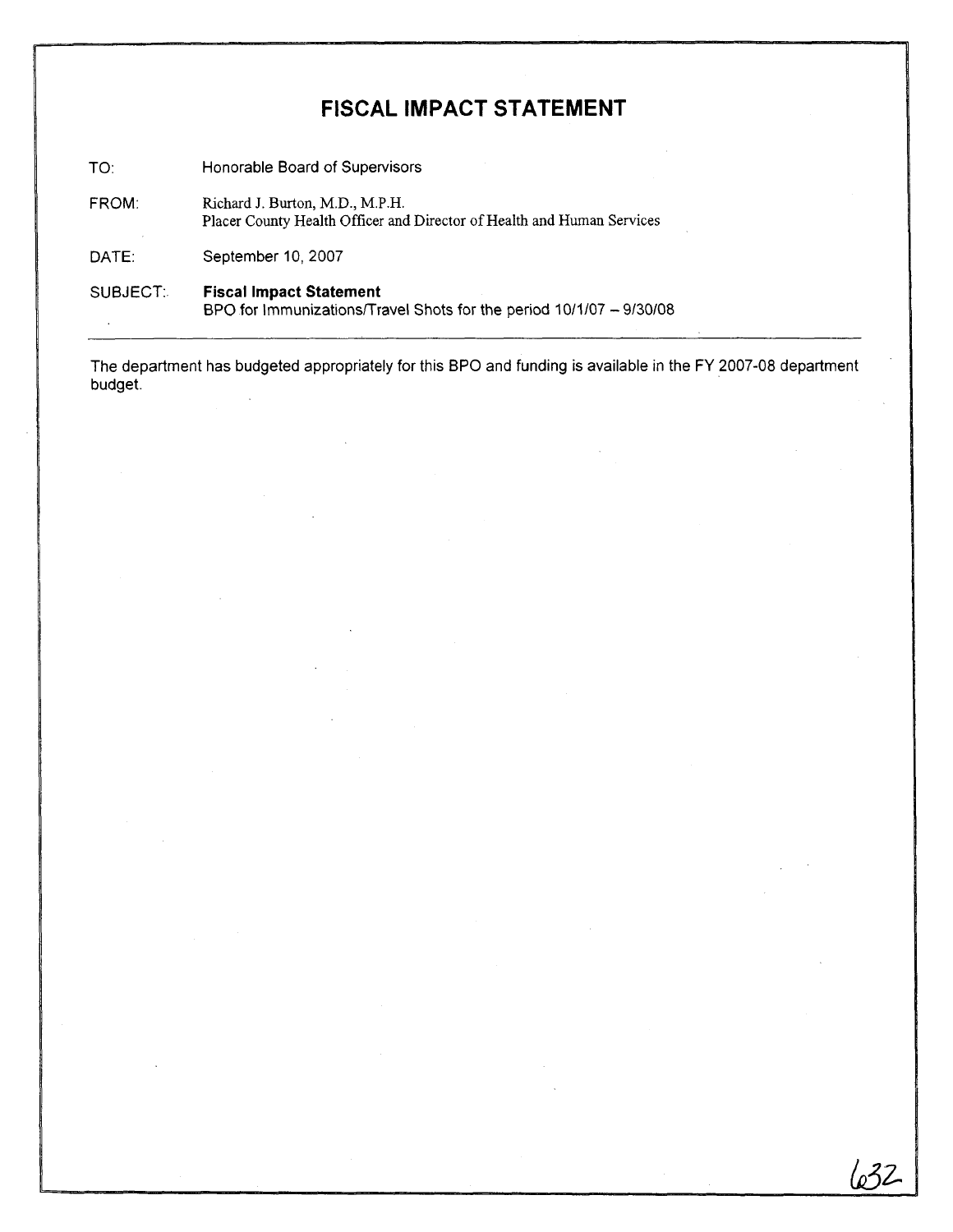# FISCAL IMPACT STATEMENT

TO: Honorable Board of Supervisors

FROM: Richard J. Burton, M.D., M.P.H.
Placer County Health Officer and Director of Health and Human Services

DATE: September 10, 2007

SUBJECT: **Fiscal Impact Statement**
BPO for Immunizations/Travel Shots for the period 10/1/07 – 9/30/08

---

The department has budgeted appropriately for this BPO and funding is available in the FY 2007-08 department budget.